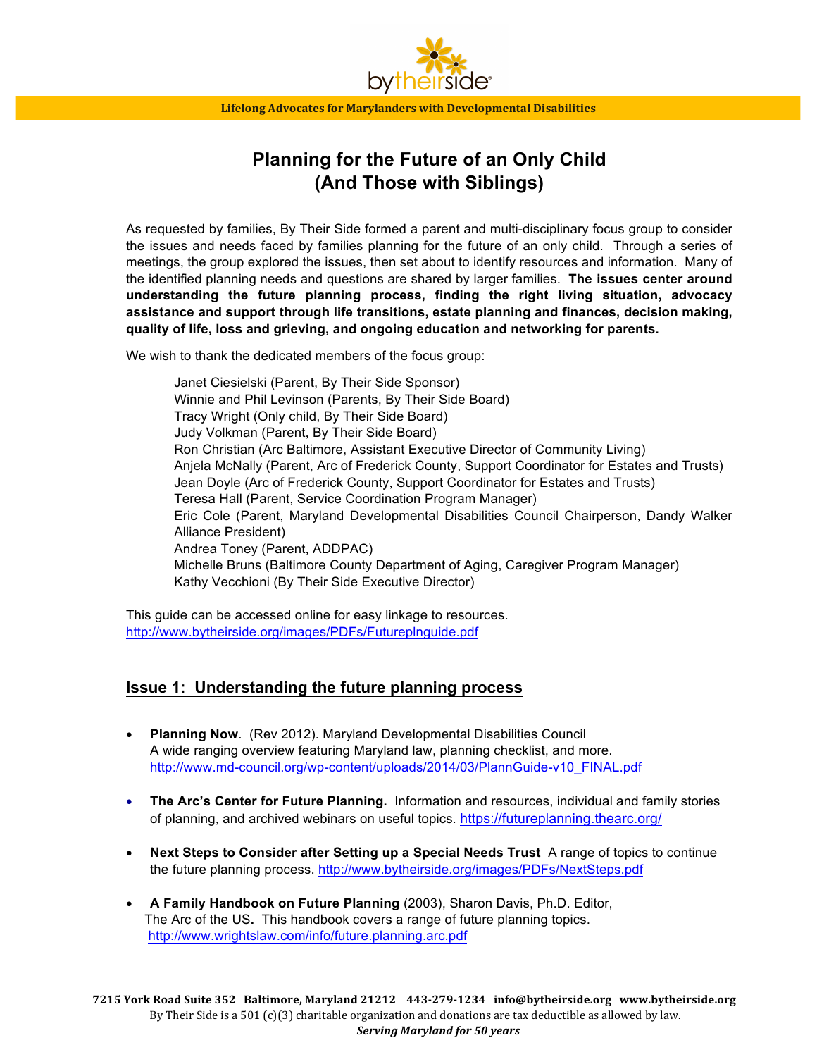**Lifelong Advocates for Marylanders with Developmental Disabilities**

# Planning for the Future of an Only Child (And Those with Siblings)

As requested by families, By Their Side formed a parent and multi-disciplinary focus group to consider the issues and needs faced by families planning for the future of an only child. Through a series of meetings, the group explored the issues, then set about to identify resources and information. Many of the identified planning needs and questions are shared by larger families. **The issues center around understanding the future planning process, finding the right living situation, advocacy assistance and support through life transitions, estate planning and finances, decision making, quality of life, loss and grieving, and ongoing education and networking for parents.**

We wish to thank the dedicated members of the focus group:

Janet Ciesielski (Parent, By Their Side Sponsor)
Winnie and Phil Levinson (Parents, By Their Side Board)
Tracy Wright (Only child, By Their Side Board)
Judy Volkman (Parent, By Their Side Board)
Ron Christian (Arc Baltimore, Assistant Executive Director of Community Living)
Anjela McNally (Parent, Arc of Frederick County, Support Coordinator for Estates and Trusts)
Jean Doyle (Arc of Frederick County, Support Coordinator for Estates and Trusts)
Teresa Hall (Parent, Service Coordination Program Manager)
Eric Cole (Parent, Maryland Developmental Disabilities Council Chairperson, Dandy Walker Alliance President)
Andrea Toney (Parent, ADDPAC)
Michelle Bruns (Baltimore County Department of Aging, Caregiver Program Manager)
Kathy Vecchioni (By Their Side Executive Director)

This guide can be accessed online for easy linkage to resources.
http://www.bytheirside.org/images/PDFs/Futureplnguide.pdf

## Issue 1: Understanding the future planning process

- **Planning Now**. (Rev 2012). Maryland Developmental Disabilities Council
  A wide ranging overview featuring Maryland law, planning checklist, and more.
  http://www.md-council.org/wp-content/uploads/2014/03/PlannGuide-v10_FINAL.pdf

- **The Arc's Center for Future Planning.** Information and resources, individual and family stories of planning, and archived webinars on useful topics. https://futureplanning.thearc.org/

- **Next Steps to Consider after Setting up a Special Needs Trust** A range of topics to continue the future planning process. http://www.bytheirside.org/images/PDFs/NextSteps.pdf

- **A Family Handbook on Future Planning** (2003), Sharon Davis, Ph.D. Editor, The Arc of the US**.** This handbook covers a range of future planning topics.
  http://www.wrightslaw.com/info/future.planning.arc.pdf

7215 York Road Suite 352 Baltimore, Maryland 21212 443-279-1234 info@bytheirside.org www.bytheirside.org
By Their Side is a 501 (c)(3) charitable organization and donations are tax deductible as allowed by law.
*Serving Maryland for 50 years*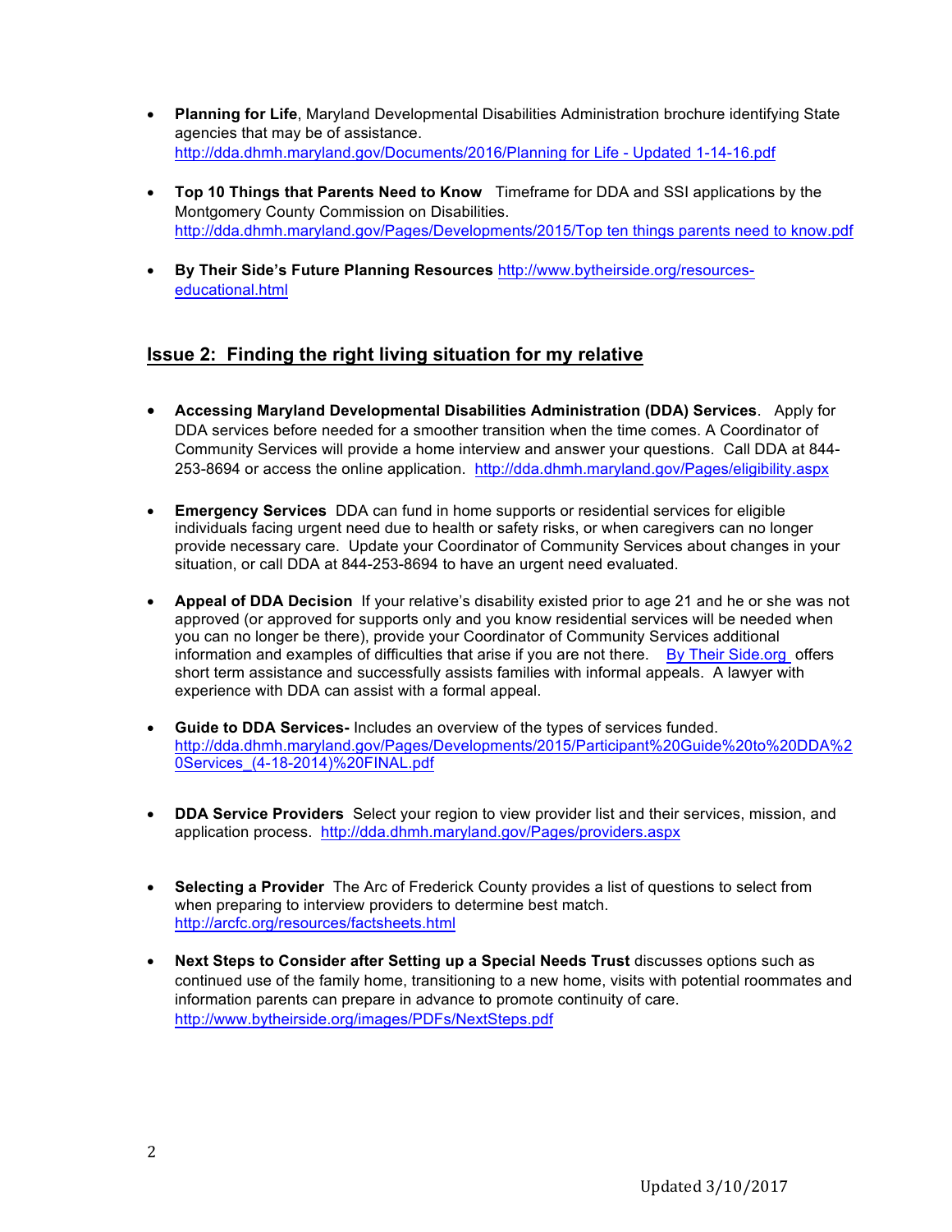- **Planning for Life**, Maryland Developmental Disabilities Administration brochure identifying State agencies that may be of assistance. http://dda.dhmh.maryland.gov/Documents/2016/Planning for Life - Updated 1-14-16.pdf

- **Top 10 Things that Parents Need to Know** Timeframe for DDA and SSI applications by the Montgomery County Commission on Disabilities. http://dda.dhmh.maryland.gov/Pages/Developments/2015/Top ten things parents need to know.pdf

- **By Their Side's Future Planning Resources** http://www.bytheirside.org/resources-educational.html

## Issue 2: Finding the right living situation for my relative

- **Accessing Maryland Developmental Disabilities Administration (DDA) Services**. Apply for DDA services before needed for a smoother transition when the time comes. A Coordinator of Community Services will provide a home interview and answer your questions. Call DDA at 844-253-8694 or access the online application. http://dda.dhmh.maryland.gov/Pages/eligibility.aspx

- **Emergency Services** DDA can fund in home supports or residential services for eligible individuals facing urgent need due to health or safety risks, or when caregivers can no longer provide necessary care. Update your Coordinator of Community Services about changes in your situation, or call DDA at 844-253-8694 to have an urgent need evaluated.

- **Appeal of DDA Decision** If your relative's disability existed prior to age 21 and he or she was not approved (or approved for supports only and you know residential services will be needed when you can no longer be there), provide your Coordinator of Community Services additional information and examples of difficulties that arise if you are not there. By Their Side.org offers short term assistance and successfully assists families with informal appeals. A lawyer with experience with DDA can assist with a formal appeal.

- **Guide to DDA Services-** Includes an overview of the types of services funded. http://dda.dhmh.maryland.gov/Pages/Developments/2015/Participant%20Guide%20to%20DDA%20Services_(4-18-2014)%20FINAL.pdf

- **DDA Service Providers** Select your region to view provider list and their services, mission, and application process. http://dda.dhmh.maryland.gov/Pages/providers.aspx

- **Selecting a Provider** The Arc of Frederick County provides a list of questions to select from when preparing to interview providers to determine best match. http://arcfc.org/resources/factsheets.html

- **Next Steps to Consider after Setting up a Special Needs Trust** discusses options such as continued use of the family home, transitioning to a new home, visits with potential roommates and information parents can prepare in advance to promote continuity of care. http://www.bytheirside.org/images/PDFs/NextSteps.pdf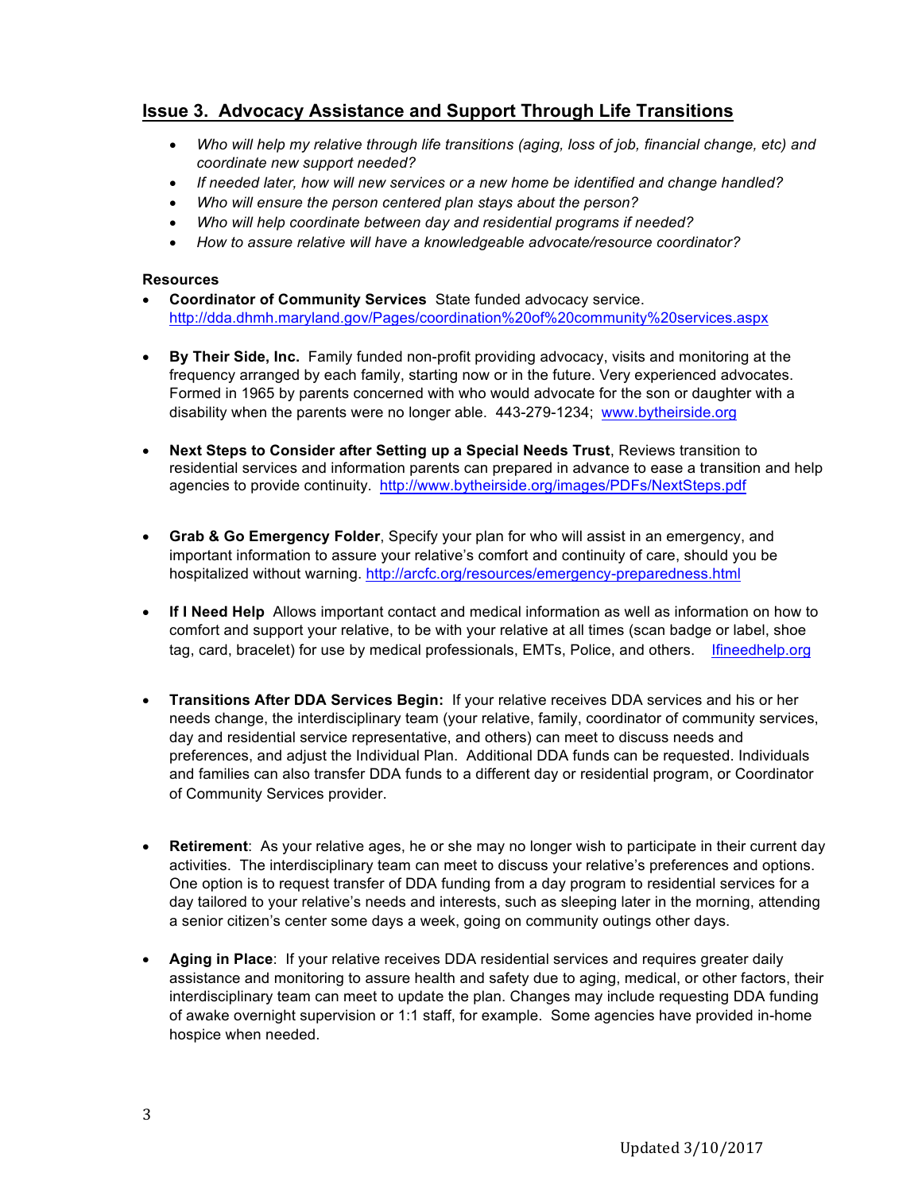## Issue 3. Advocacy Assistance and Support Through Life Transitions

- *Who will help my relative through life transitions (aging, loss of job, financial change, etc) and coordinate new support needed?*
- *If needed later, how will new services or a new home be identified and change handled?*
- *Who will ensure the person centered plan stays about the person?*
- *Who will help coordinate between day and residential programs if needed?*
- *How to assure relative will have a knowledgeable advocate/resource coordinator?*

**Resources**

- **Coordinator of Community Services** State funded advocacy service. http://dda.dhmh.maryland.gov/Pages/coordination%20of%20community%20services.aspx

- **By Their Side, Inc.** Family funded non-profit providing advocacy, visits and monitoring at the frequency arranged by each family, starting now or in the future. Very experienced advocates. Formed in 1965 by parents concerned with who would advocate for the son or daughter with a disability when the parents were no longer able. 443-279-1234; www.bytheirside.org

- **Next Steps to Consider after Setting up a Special Needs Trust**, Reviews transition to residential services and information parents can prepared in advance to ease a transition and help agencies to provide continuity. http://www.bytheirside.org/images/PDFs/NextSteps.pdf

- **Grab & Go Emergency Folder**, Specify your plan for who will assist in an emergency, and important information to assure your relative's comfort and continuity of care, should you be hospitalized without warning. http://arcfc.org/resources/emergency-preparedness.html

- **If I Need Help** Allows important contact and medical information as well as information on how to comfort and support your relative, to be with your relative at all times (scan badge or label, shoe tag, card, bracelet) for use by medical professionals, EMTs, Police, and others. Ifineedhelp.org

- **Transitions After DDA Services Begin:** If your relative receives DDA services and his or her needs change, the interdisciplinary team (your relative, family, coordinator of community services, day and residential service representative, and others) can meet to discuss needs and preferences, and adjust the Individual Plan. Additional DDA funds can be requested. Individuals and families can also transfer DDA funds to a different day or residential program, or Coordinator of Community Services provider.

- **Retirement**: As your relative ages, he or she may no longer wish to participate in their current day activities. The interdisciplinary team can meet to discuss your relative's preferences and options. One option is to request transfer of DDA funding from a day program to residential services for a day tailored to your relative's needs and interests, such as sleeping later in the morning, attending a senior citizen's center some days a week, going on community outings other days.

- **Aging in Place**: If your relative receives DDA residential services and requires greater daily assistance and monitoring to assure health and safety due to aging, medical, or other factors, their interdisciplinary team can meet to update the plan. Changes may include requesting DDA funding of awake overnight supervision or 1:1 staff, for example. Some agencies have provided in-home hospice when needed.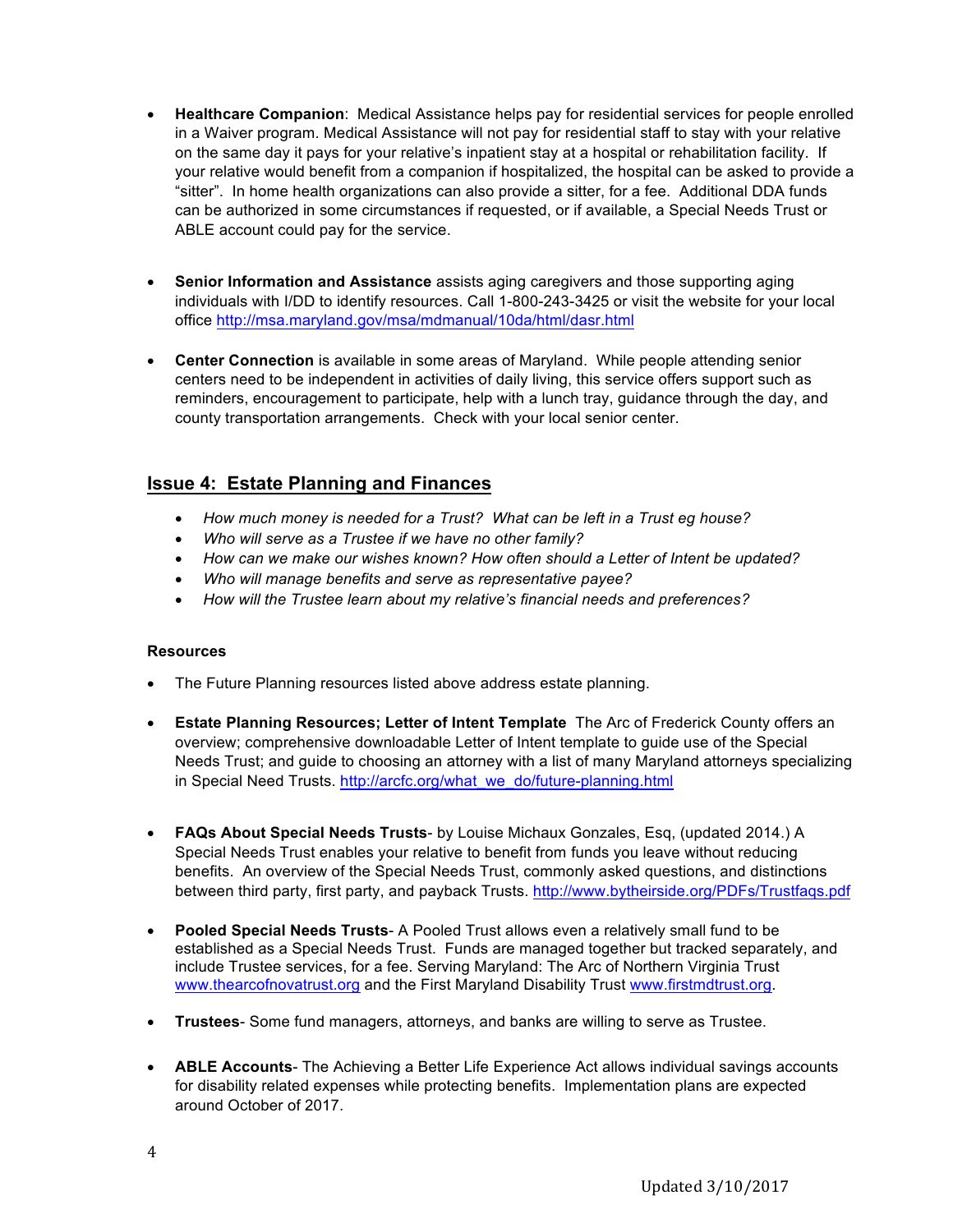- **Healthcare Companion**: Medical Assistance helps pay for residential services for people enrolled in a Waiver program. Medical Assistance will not pay for residential staff to stay with your relative on the same day it pays for your relative's inpatient stay at a hospital or rehabilitation facility. If your relative would benefit from a companion if hospitalized, the hospital can be asked to provide a "sitter". In home health organizations can also provide a sitter, for a fee. Additional DDA funds can be authorized in some circumstances if requested, or if available, a Special Needs Trust or ABLE account could pay for the service.

- **Senior Information and Assistance** assists aging caregivers and those supporting aging individuals with I/DD to identify resources. Call 1-800-243-3425 or visit the website for your local office http://msa.maryland.gov/msa/mdmanual/10da/html/dasr.html

- **Center Connection** is available in some areas of Maryland. While people attending senior centers need to be independent in activities of daily living, this service offers support such as reminders, encouragement to participate, help with a lunch tray, guidance through the day, and county transportation arrangements. Check with your local senior center.

## Issue 4: Estate Planning and Finances

- *How much money is needed for a Trust? What can be left in a Trust eg house?*
- *Who will serve as a Trustee if we have no other family?*
- *How can we make our wishes known? How often should a Letter of Intent be updated?*
- *Who will manage benefits and serve as representative payee?*
- *How will the Trustee learn about my relative's financial needs and preferences?*

**Resources**

- The Future Planning resources listed above address estate planning.

- **Estate Planning Resources; Letter of Intent Template** The Arc of Frederick County offers an overview; comprehensive downloadable Letter of Intent template to guide use of the Special Needs Trust; and guide to choosing an attorney with a list of many Maryland attorneys specializing in Special Need Trusts. http://arcfc.org/what_we_do/future-planning.html

- **FAQs About Special Needs Trusts**- by Louise Michaux Gonzales, Esq, (updated 2014.) A Special Needs Trust enables your relative to benefit from funds you leave without reducing benefits. An overview of the Special Needs Trust, commonly asked questions, and distinctions between third party, first party, and payback Trusts. http://www.bytheirside.org/PDFs/Trustfaqs.pdf

- **Pooled Special Needs Trusts**- A Pooled Trust allows even a relatively small fund to be established as a Special Needs Trust. Funds are managed together but tracked separately, and include Trustee services, for a fee. Serving Maryland: The Arc of Northern Virginia Trust www.thearcofnovatrust.org and the First Maryland Disability Trust www.firstmdtrust.org.

- **Trustees**- Some fund managers, attorneys, and banks are willing to serve as Trustee.

- **ABLE Accounts**- The Achieving a Better Life Experience Act allows individual savings accounts for disability related expenses while protecting benefits. Implementation plans are expected around October of 2017.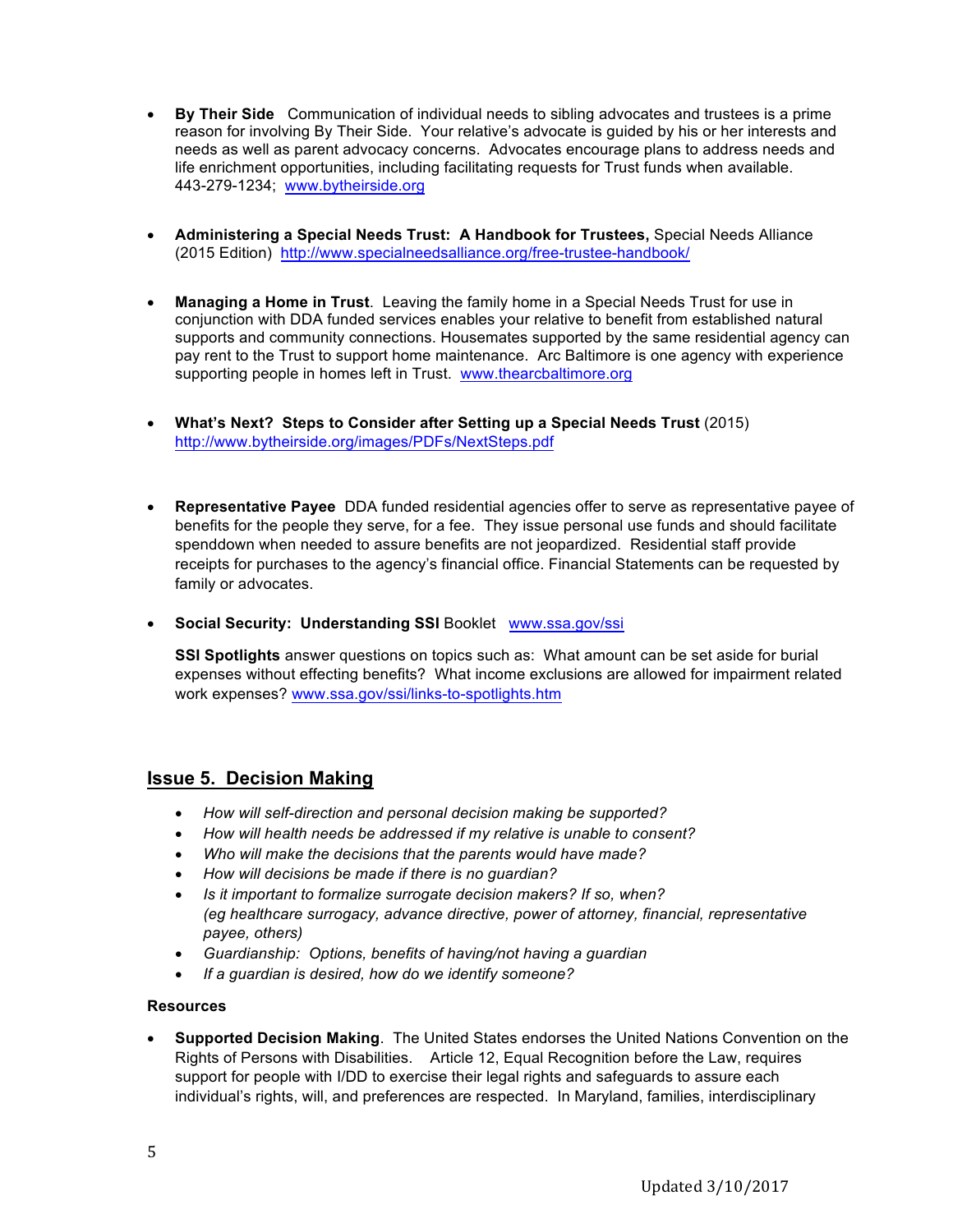- **By Their Side** Communication of individual needs to sibling advocates and trustees is a prime reason for involving By Their Side. Your relative's advocate is guided by his or her interests and needs as well as parent advocacy concerns. Advocates encourage plans to address needs and life enrichment opportunities, including facilitating requests for Trust funds when available. 443-279-1234; www.bytheirside.org

- **Administering a Special Needs Trust: A Handbook for Trustees,** Special Needs Alliance (2015 Edition) http://www.specialneedsalliance.org/free-trustee-handbook/

- **Managing a Home in Trust**. Leaving the family home in a Special Needs Trust for use in conjunction with DDA funded services enables your relative to benefit from established natural supports and community connections. Housemates supported by the same residential agency can pay rent to the Trust to support home maintenance. Arc Baltimore is one agency with experience supporting people in homes left in Trust. www.thearcbaltimore.org

- **What's Next? Steps to Consider after Setting up a Special Needs Trust** (2015) http://www.bytheirside.org/images/PDFs/NextSteps.pdf

- **Representative Payee** DDA funded residential agencies offer to serve as representative payee of benefits for the people they serve, for a fee. They issue personal use funds and should facilitate spenddown when needed to assure benefits are not jeopardized. Residential staff provide receipts for purchases to the agency's financial office. Financial Statements can be requested by family or advocates.

- **Social Security: Understanding SSI** Booklet www.ssa.gov/ssi

  **SSI Spotlights** answer questions on topics such as: What amount can be set aside for burial expenses without effecting benefits? What income exclusions are allowed for impairment related work expenses? www.ssa.gov/ssi/links-to-spotlights.htm

## Issue 5. Decision Making

- *How will self-direction and personal decision making be supported?*
- *How will health needs be addressed if my relative is unable to consent?*
- *Who will make the decisions that the parents would have made?*
- *How will decisions be made if there is no guardian?*
- *Is it important to formalize surrogate decision makers? If so, when? (eg healthcare surrogacy, advance directive, power of attorney, financial, representative payee, others)*
- *Guardianship: Options, benefits of having/not having a guardian*
- *If a guardian is desired, how do we identify someone?*

**Resources**

- **Supported Decision Making**. The United States endorses the United Nations Convention on the Rights of Persons with Disabilities. Article 12, Equal Recognition before the Law, requires support for people with I/DD to exercise their legal rights and safeguards to assure each individual's rights, will, and preferences are respected. In Maryland, families, interdisciplinary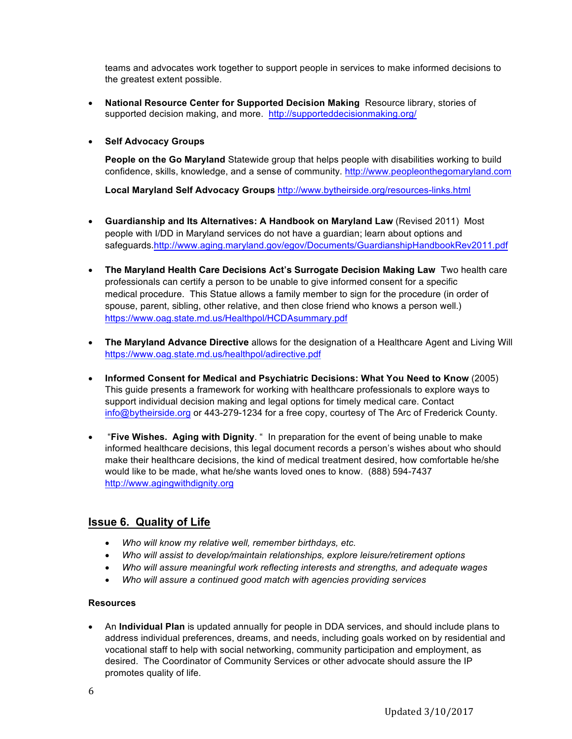teams and advocates work together to support people in services to make informed decisions to the greatest extent possible.

- **National Resource Center for Supported Decision Making** Resource library, stories of supported decision making, and more. http://supporteddecisionmaking.org/

- **Self Advocacy Groups**

  **People on the Go Maryland** Statewide group that helps people with disabilities working to build confidence, skills, knowledge, and a sense of community. http://www.peopleonthegomaryland.com

  **Local Maryland Self Advocacy Groups** http://www.bytheirside.org/resources-links.html

- **Guardianship and Its Alternatives: A Handbook on Maryland Law** (Revised 2011) Most people with I/DD in Maryland services do not have a guardian; learn about options and safeguards.http://www.aging.maryland.gov/egov/Documents/GuardianshipHandbookRev2011.pdf

- **The Maryland Health Care Decisions Act's Surrogate Decision Making Law** Two health care professionals can certify a person to be unable to give informed consent for a specific medical procedure. This Statue allows a family member to sign for the procedure (in order of spouse, parent, sibling, other relative, and then close friend who knows a person well.) https://www.oag.state.md.us/Healthpol/HCDAsummary.pdf

- **The Maryland Advance Directive** allows for the designation of a Healthcare Agent and Living Will https://www.oag.state.md.us/healthpol/adirective.pdf

- **Informed Consent for Medical and Psychiatric Decisions: What You Need to Know** (2005) This guide presents a framework for working with healthcare professionals to explore ways to support individual decision making and legal options for timely medical care. Contact info@bytheirside.org or 443-279-1234 for a free copy, courtesy of The Arc of Frederick County.

- "**Five Wishes. Aging with Dignity**. " In preparation for the event of being unable to make informed healthcare decisions, this legal document records a person's wishes about who should make their healthcare decisions, the kind of medical treatment desired, how comfortable he/she would like to be made, what he/she wants loved ones to know. (888) 594-7437 http://www.agingwithdignity.org

## Issue 6. Quality of Life

- *Who will know my relative well, remember birthdays, etc.*
- *Who will assist to develop/maintain relationships, explore leisure/retirement options*
- *Who will assure meaningful work reflecting interests and strengths, and adequate wages*
- *Who will assure a continued good match with agencies providing services*

**Resources**

- An **Individual Plan** is updated annually for people in DDA services, and should include plans to address individual preferences, dreams, and needs, including goals worked on by residential and vocational staff to help with social networking, community participation and employment, as desired. The Coordinator of Community Services or other advocate should assure the IP promotes quality of life.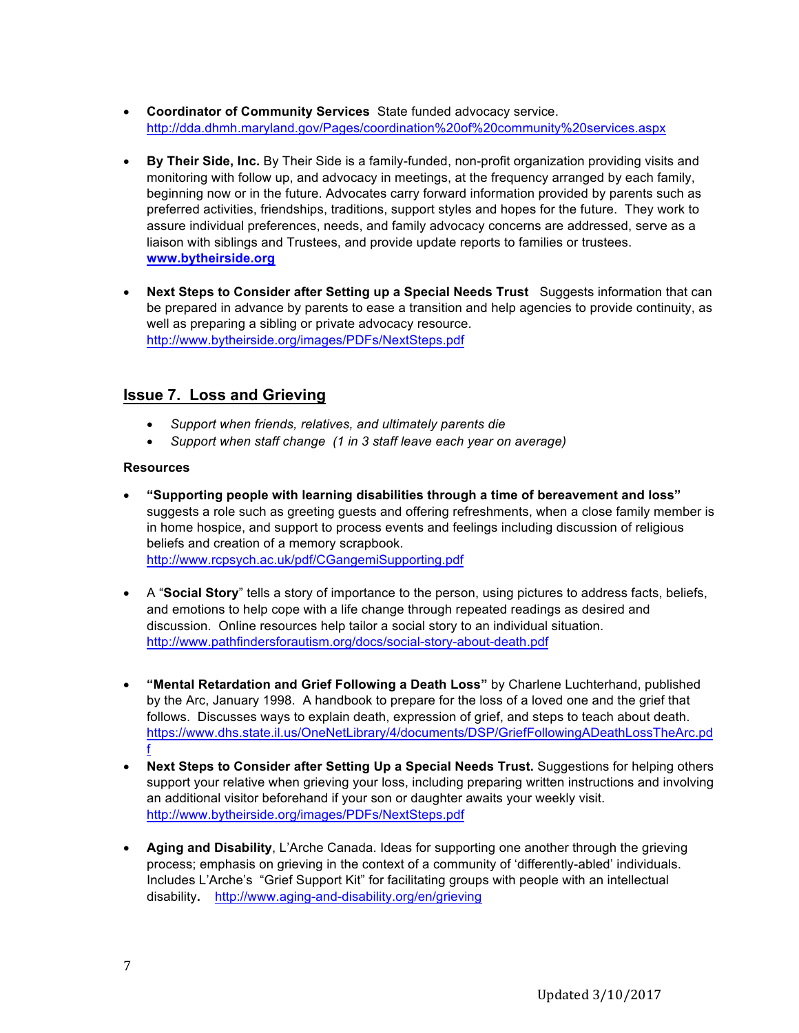- **Coordinator of Community Services** State funded advocacy service. http://dda.dhmh.maryland.gov/Pages/coordination%20of%20community%20services.aspx

- **By Their Side, Inc.** By Their Side is a family-funded, non-profit organization providing visits and monitoring with follow up, and advocacy in meetings, at the frequency arranged by each family, beginning now or in the future. Advocates carry forward information provided by parents such as preferred activities, friendships, traditions, support styles and hopes for the future. They work to assure individual preferences, needs, and family advocacy concerns are addressed, serve as a liaison with siblings and Trustees, and provide update reports to families or trustees. **www.bytheirside.org**

- **Next Steps to Consider after Setting up a Special Needs Trust** Suggests information that can be prepared in advance by parents to ease a transition and help agencies to provide continuity, as well as preparing a sibling or private advocacy resource. http://www.bytheirside.org/images/PDFs/NextSteps.pdf

## Issue 7. Loss and Grieving

- *Support when friends, relatives, and ultimately parents die*
- *Support when staff change (1 in 3 staff leave each year on average)*

**Resources**

- **"Supporting people with learning disabilities through a time of bereavement and loss"** suggests a role such as greeting guests and offering refreshments, when a close family member is in home hospice, and support to process events and feelings including discussion of religious beliefs and creation of a memory scrapbook. http://www.rcpsych.ac.uk/pdf/CGangemiSupporting.pdf

- A "**Social Story**" tells a story of importance to the person, using pictures to address facts, beliefs, and emotions to help cope with a life change through repeated readings as desired and discussion. Online resources help tailor a social story to an individual situation. http://www.pathfindersforautism.org/docs/social-story-about-death.pdf

- **"Mental Retardation and Grief Following a Death Loss"** by Charlene Luchterhand, published by the Arc, January 1998. A handbook to prepare for the loss of a loved one and the grief that follows. Discusses ways to explain death, expression of grief, and steps to teach about death. https://www.dhs.state.il.us/OneNetLibrary/4/documents/DSP/GriefFollowingADeathLossTheArc.pdf

- **Next Steps to Consider after Setting Up a Special Needs Trust.** Suggestions for helping others support your relative when grieving your loss, including preparing written instructions and involving an additional visitor beforehand if your son or daughter awaits your weekly visit. http://www.bytheirside.org/images/PDFs/NextSteps.pdf

- **Aging and Disability**, L'Arche Canada. Ideas for supporting one another through the grieving process; emphasis on grieving in the context of a community of 'differently-abled' individuals. Includes L'Arche's "Grief Support Kit" for facilitating groups with people with an intellectual disability**.** http://www.aging-and-disability.org/en/grieving

Updated 3/10/2017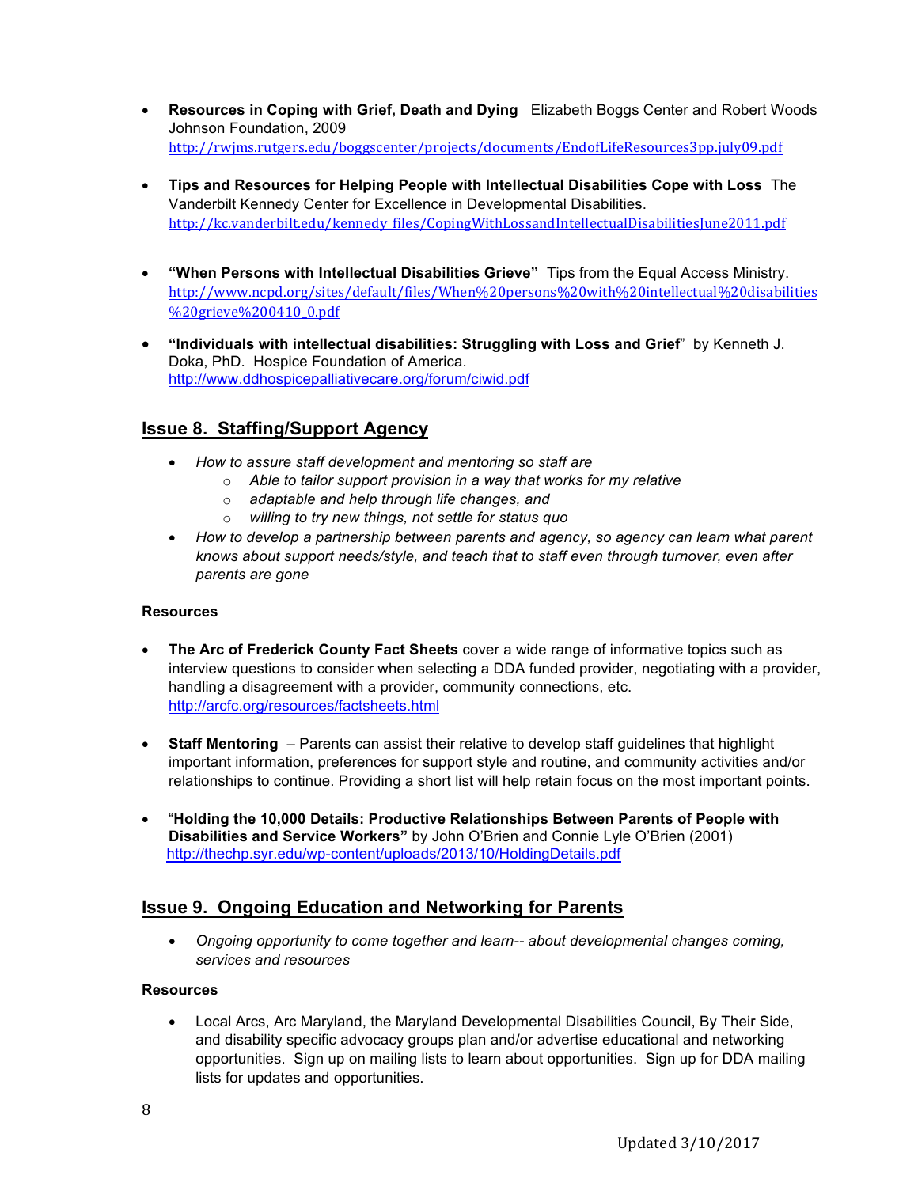- **Resources in Coping with Grief, Death and Dying** Elizabeth Boggs Center and Robert Woods Johnson Foundation, 2009
  http://rwjms.rutgers.edu/boggscenter/projects/documents/EndofLifeResources3pp.july09.pdf

- **Tips and Resources for Helping People with Intellectual Disabilities Cope with Loss** The Vanderbilt Kennedy Center for Excellence in Developmental Disabilities.
  http://kc.vanderbilt.edu/kennedy_files/CopingWithLossandIntellectualDisabilitiesJune2011.pdf

- **"When Persons with Intellectual Disabilities Grieve"** Tips from the Equal Access Ministry.
  http://www.ncpd.org/sites/default/files/When%20persons%20with%20intellectual%20disabilities%20grieve%200410_0.pdf

- **"Individuals with intellectual disabilities: Struggling with Loss and Grief"** by Kenneth J. Doka, PhD. Hospice Foundation of America.
  http://www.ddhospicepalliativecare.org/forum/ciwid.pdf

## Issue 8. Staffing/Support Agency

- *How to assure staff development and mentoring so staff are*
  - *Able to tailor support provision in a way that works for my relative*
  - *adaptable and help through life changes, and*
  - *willing to try new things, not settle for status quo*
- *How to develop a partnership between parents and agency, so agency can learn what parent knows about support needs/style, and teach that to staff even through turnover, even after parents are gone*

**Resources**

- **The Arc of Frederick County Fact Sheets** cover a wide range of informative topics such as interview questions to consider when selecting a DDA funded provider, negotiating with a provider, handling a disagreement with a provider, community connections, etc.
  http://arcfc.org/resources/factsheets.html

- **Staff Mentoring** – Parents can assist their relative to develop staff guidelines that highlight important information, preferences for support style and routine, and community activities and/or relationships to continue. Providing a short list will help retain focus on the most important points.

- "**Holding the 10,000 Details: Productive Relationships Between Parents of People with Disabilities and Service Workers"** by John O'Brien and Connie Lyle O'Brien (2001)
  http://thechp.syr.edu/wp-content/uploads/2013/10/HoldingDetails.pdf

## Issue 9. Ongoing Education and Networking for Parents

- *Ongoing opportunity to come together and learn-- about developmental changes coming, services and resources*

**Resources**

- Local Arcs, Arc Maryland, the Maryland Developmental Disabilities Council, By Their Side, and disability specific advocacy groups plan and/or advertise educational and networking opportunities. Sign up on mailing lists to learn about opportunities. Sign up for DDA mailing lists for updates and opportunities.

Updated 3/10/2017